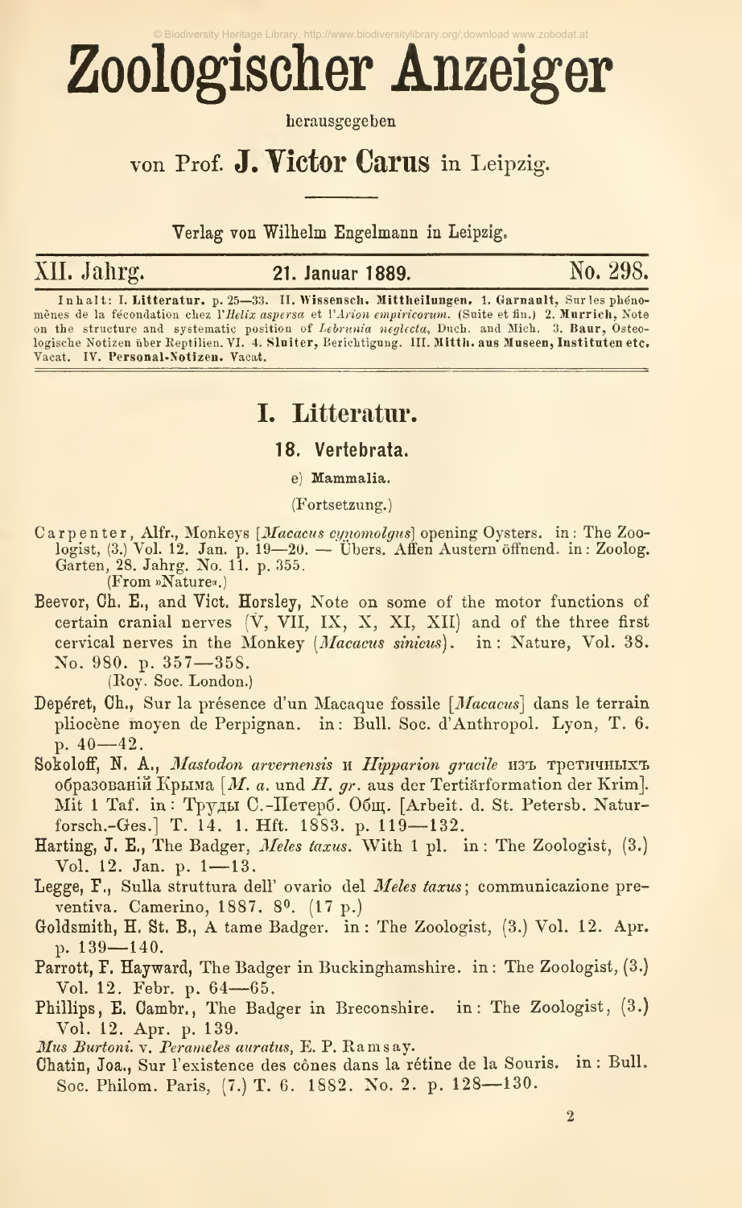# Zoologischer Anzeiger

herausgegeben

von Prof. **J. Victor Carus** in Leipzig.

Verlag von Wilhelm Engelmann in Leipzig.

XII. Jahrg. — 21. Januar 1889. — No. 298.

**Inhalt:** **I. Litteratur.** p. 25—33. **II. Wissensch. Mittheilungen.** 1. **Garnault,** Sur les phénomènes de la fécondation chez l'*Helix aspersa* et l'*Arion empiricorum.* (Suite et fin.) 2. **Murrich,** Note on the structure and systematic position of *Lebrunia neglecta,* Duch. and Mich. 3. **Baur,** Osteologische Notizen über Reptilien. VI. 4. **Sluiter,** Berichtigung. **III. Mitth. aus Museen, Instituten etc.** Vacat. **IV. Personal-Notizen.** Vacat.

## I. Litteratur.

### 18. Vertebrata.

#### e) Mammalia.

(Fortsetzung.)

Carpenter, Alfr., Monkeys [*Macacus cynomolgus*] opening Oysters. in: The Zoologist, (3.) Vol. 12. Jan. p. 19—20. — Übers. Affen Austern öffnend. in: Zoolog. Garten, 28. Jahrg. No. 11. p. 355. (From »Nature«.)

**Beevor, Ch. E.,** and **Vict. Horsley,** Note on some of the motor functions of certain cranial nerves (V, VII, IX, X, XI, XII) and of the three first cervical nerves in the Monkey (*Macacus sinicus*). in: Nature, Vol. 38. No. 980. p. 357—358. (Roy. Soc. London.)

**Depéret, Ch.,** Sur la présence d'un Macaque fossile [*Macacus*] dans le terrain pliocène moyen de Perpignan. in: Bull. Soc. d'Anthropol. Lyon, T. 6. p. 40—42.

**Sokoloff, N. A.,** *Mastodon arvernensis* и *Hipparion gracile* изъ третичныхъ образованій Крыма [*M. a.* und *H. gr.* aus der Tertiärformation der Krim]. Mit 1 Taf. in: Труды С.-Петерб. Общ. [Arbeit. d. St. Petersb. Naturforsch.-Ges.] T. 14. 1. Hft. 1883. p. 119—132.

**Harting, J. E.,** The Badger, *Meles taxus.* With 1 pl. in: The Zoologist, (3.) Vol. 12. Jan. p. 1—13.

**Legge, F.,** Sulla struttura dell' ovario del *Meles taxus*; communicazione preventiva. Camerino, 1887. 8⁰. (17 p.)

**Goldsmith, H. St. B.,** A tame Badger. in: The Zoologist, (3.) Vol. 12. Apr. p. 139—140.

**Parrott, F. Hayward,** The Badger in Buckinghamshire. in: The Zoologist, (3.) Vol. 12. Febr. p. 64—65.

**Phillips, E. Cambr.,** The Badger in Breconshire. in: The Zoologist, (3.) Vol. 12. Apr. p. 139.

*Mus Burtoni.* v. *Perameles auratus,* E. P. Ramsay.

**Chatin, Joa.,** Sur l'existence des cônes dans la rétine de la Souris. in: Bull. Soc. Philom. Paris, (7.) T. 6. 1882. No. 2. p. 128—130.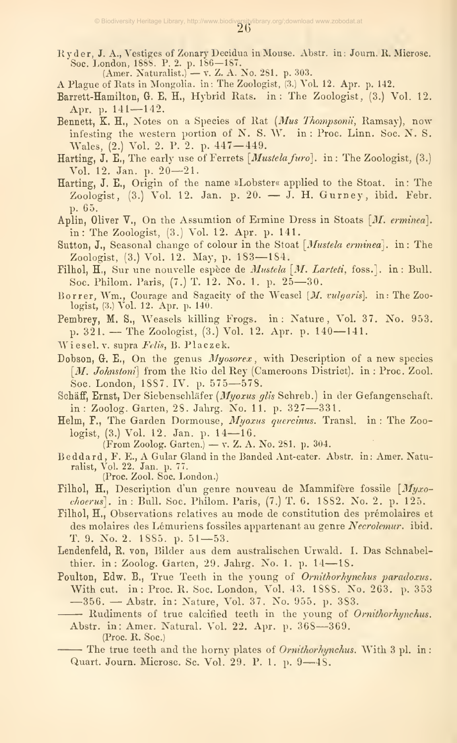Ryder, J. A., Vestiges of Zonary Decidua in Mouse. Abstr. in: Journ. R. Microsc. Soc. London, 1888. P. 2. p. 186—187.
(Amer. Naturalist.) — v. Z. A. No. 281. p. 303.

A Plague of Rats in Mongolia. in: The Zoologist, (3.) Vol. 12. Apr. p. 142.

Barrett-Hamilton, G. E. H., Hybrid Rats. in: The Zoologist, (3.) Vol. 12. Apr. p. 141—142.

Bennett, K. H., Notes on a Species of Rat (*Mus Thompsonii*, Ramsay), now infesting the western portion of N. S. W. in: Proc. Linn. Soc. N. S. Wales, (2.) Vol. 2. P. 2. p. 447—449.

Harting, J. E., The early use of Ferrets [*Mustela furo*]. in: The Zoologist, (3.) Vol. 12. Jan. p. 20—21.

Harting, J. E., Origin of the name »Lobster« applied to the Stoat. in: The Zoologist, (3.) Vol. 12. Jan. p. 20. — J. H. Gurney, ibid. Febr. p. 65.

Aplin, Oliver V., On the Assumtion of Ermine Dress in Stoats [*M. erminea*]. in: The Zoologist, (3.) Vol. 12. Apr. p. 141.

Sutton, J., Seasonal change of colour in the Stoat [*Mustela erminea*]. in: The Zoologist, (3.) Vol. 12. May, p. 183—184.

Filhol, H., Sur une nouvelle espèce de *Mustela* [*M. Larteti*, foss.]. in: Bull. Soc. Philom. Paris, (7.) T. 12. No. 1. p. 25—30.

Borrer, Wm., Courage and Sagacity of the Weasel [*M. vulgaris*]. in: The Zoologist, (3.) Vol. 12. Apr. p. 140.

Pembrey, M. S., Weasels killing Frogs. in: Nature, Vol. 37. No. 953. p. 321. — The Zoologist, (3.) Vol. 12. Apr. p. 140—141.

Wiesel. v. supra *Felis*, B. Placzek.

Dobson, G. E., On the genus *Myosorex*, with Description of a new species [*M. Johnstoni*] from the Rio del Rey (Cameroons District). in: Proc. Zool. Soc. London, 1887. IV. p. 575—578.

Schäff, Ernst, Der Siebenschläfer (*Myoxus glis* Schreb.) in der Gefangenschaft. in: Zoolog. Garten, 28. Jahrg. No. 11. p. 327—331.

Helm, F., The Garden Dormouse, *Myoxus quercinus*. Transl. in: The Zoologist, (3.) Vol. 12. Jan. p. 14—16.
(From Zoolog. Garten.) — v. Z. A. No. 281. p. 304.

Beddard, F. E., A Gular Gland in the Banded Ant-eater. Abstr. in: Amer. Naturalist, Vol. 22. Jan. p. 77.
(Proc. Zool. Soc. London.)

Filhol, H., Description d'un genre nouveau de Mammifère fossile [*Myxochoerus*]. in: Bull. Soc. Philom. Paris, (7.) T. 6. 1882. No. 2. p. 125.

Filhol, H., Observations relatives au mode de constitution des prémolaires et des molaires des Lémuriens fossiles appartenant au genre *Necrolemur*. ibid. T. 9. No. 2. 1885. p. 51—53.

Lendenfeld, R. von, Bilder aus dem australischen Urwald. I. Das Schnabelthier. in: Zoolog. Garten, 29. Jahrg. No. 1. p. 14—18.

Poulton, Edw. B., True Teeth in the young of *Ornithorhynchus paradoxus*. With cut. in: Proc. R. Soc. London, Vol. 43. 1888. No. 263. p. 353—356. — Abstr. in: Nature, Vol. 37. No. 955. p. 383.

—— Rudiments of true calcified teeth in the young of *Ornithorhynchus*. Abstr. in: Amer. Natural. Vol. 22. Apr. p. 368—369.
(Proc. R. Soc.)

—— The true teeth and the horny plates of *Ornithorhynchus*. With 3 pl. in: Quart. Journ. Microsc. Sc. Vol. 29. P. 1. p. 9—48.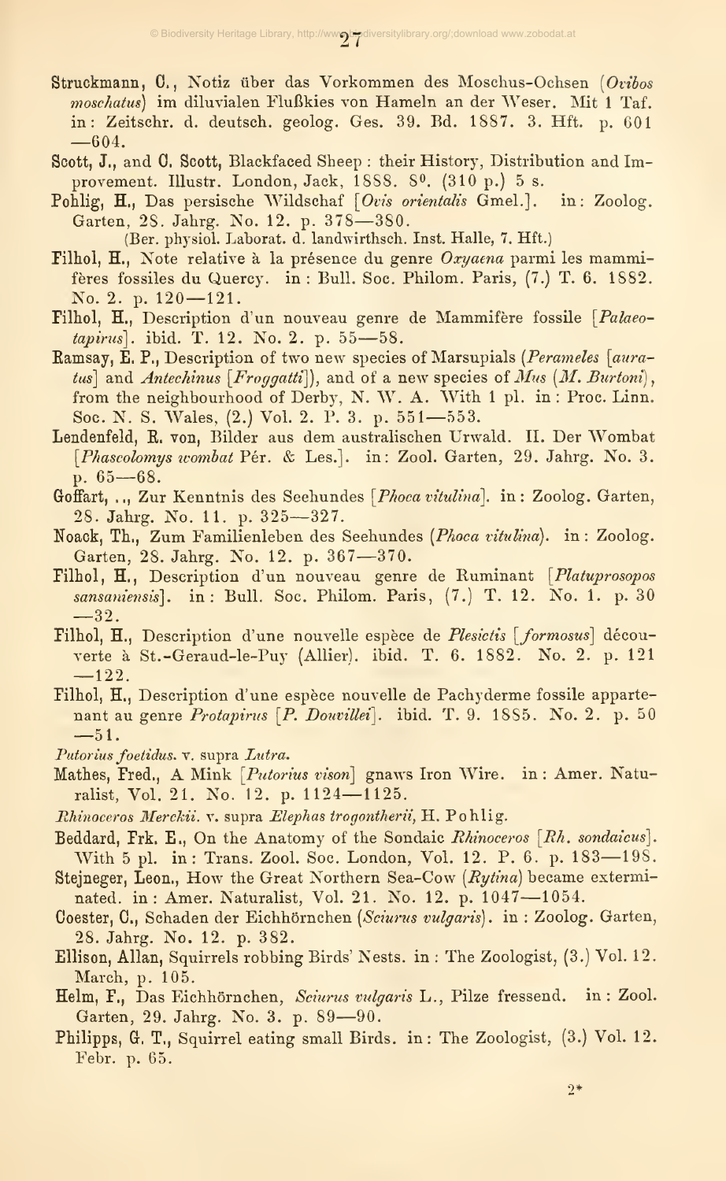Struckmann, C., Notiz über das Vorkommen des Moschus-Ochsen (*Ovibos moschatus*) im diluvialen Flußkies von Hameln an der Weser. Mit 1 Taf. in: Zeitschr. d. deutsch. geolog. Ges. 39. Bd. 1887. 3. Hft. p. 601—604.

Scott, J., and C. Scott, Blackfaced Sheep: their History, Distribution and Improvement. Illustr. London, Jack, 1888. 8⁰. (310 p.) 5 s.

Pohlig, H., Das persische Wildschaf [*Ovis orientalis* Gmel.]. in: Zoolog. Garten, 28. Jahrg. No. 12. p. 378—380.
(Ber. physiol. Laborat. d. landwirthsch. Inst. Halle, 7. Hft.)

Filhol, H., Note relative à la présence du genre *Oxyaena* parmi les mammifères fossiles du Quercy. in: Bull. Soc. Philom. Paris, (7.) T. 6. 1882. No. 2. p. 120—121.

Filhol, H., Description d'un nouveau genre de Mammifère fossile [*Palaeotapirus*]. ibid. T. 12. No. 2. p. 55—58.

Ramsay, E. P., Description of two new species of Marsupials (*Perameles* [*auratus*] and *Antechinus* [*Froggatti*]), and of a new species of *Mus* (*M. Burtoni*), from the neighbourhood of Derby, N. W. A. With 1 pl. in: Proc. Linn. Soc. N. S. Wales, (2.) Vol. 2. P. 3. p. 551—553.

Lendenfeld, R. von, Bilder aus dem australischen Urwald. II. Der Wombat [*Phascolomys wombat* Pér. & Les.]. in: Zool. Garten, 29. Jahrg. No. 3. p. 65—68.

Goffart, .., Zur Kenntnis des Seehundes [*Phoca vitulina*]. in: Zoolog. Garten, 28. Jahrg. No. 11. p. 325—327.

Noack, Th., Zum Familienleben des Seehundes (*Phoca vitulina*). in: Zoolog. Garten, 28. Jahrg. No. 12. p. 367—370.

Filhol, H., Description d'un nouveau genre de Ruminant [*Platuprosopos sansaniensis*]. in: Bull. Soc. Philom. Paris, (7.) T. 12. No. 1. p. 30—32.

Filhol, H., Description d'une nouvelle espèce de *Plesictis* [*formosus*] découverte à St.-Geraud-le-Puy (Allier). ibid. T. 6. 1882. No. 2. p. 121—122.

Filhol, H., Description d'une espèce nouvelle de Pachyderme fossile appartenant au genre *Protapirus* [*P. Douvillei*]. ibid. T. 9. 1885. No. 2. p. 50—51.

*Putorius foetidus*. v. supra *Lutra*.

Mathes, Fred., A Mink [*Putorius vison*] gnaws Iron Wire. in: Amer. Naturalist, Vol. 21. No. 12. p. 1124—1125.

*Rhinoceros Merckii*. v. supra *Elephas trogontherii*, H. Pohlig.

Beddard, Frk. E., On the Anatomy of the Sondaic *Rhinoceros* [*Rh. sondaicus*]. With 5 pl. in: Trans. Zool. Soc. London, Vol. 12. P. 6. p. 183—198.

Stejneger, Leon., How the Great Northern Sea-Cow (*Rytina*) became exterminated. in: Amer. Naturalist, Vol. 21. No. 12. p. 1047—1054.

Coester, C., Schaden der Eichhörnchen (*Sciurus vulgaris*). in: Zoolog. Garten, 28. Jahrg. No. 12. p. 382.

Ellison, Allan, Squirrels robbing Birds' Nests. in: The Zoologist, (3.) Vol. 12. March, p. 105.

Helm, F., Das Eichhörnchen, *Sciurus vulgaris* L., Pilze fressend. in: Zool. Garten, 29. Jahrg. No. 3. p. 89—90.

Philipps, G. T., Squirrel eating small Birds. in: The Zoologist, (3.) Vol. 12. Febr. p. 65.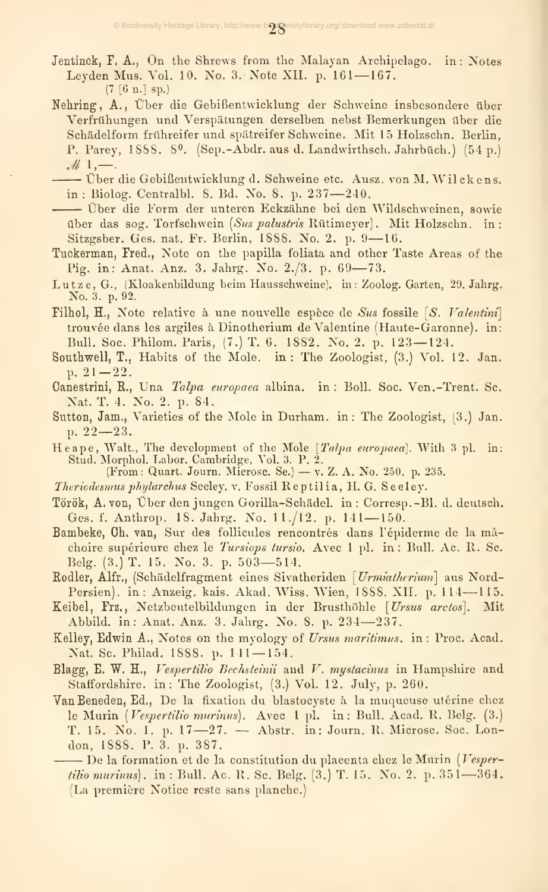Jentinck, F. A., On the Shrews from the Malayan Archipelago. in: Notes Leyden Mus. Vol. 10. No. 3. Note XII. p. 161—167.
(7 [6 n.] sp.)

Nehring, A., Über die Gebißentwicklung der Schweine insbesondere über Verfrühungen und Verspätungen derselben nebst Bemerkungen über die Schädelform frühreifer und spätreifer Schweine. Mit 15 Holzschn. Berlin, P. Parey, 1888. 8⁰. (Sep.-Abdr. aus d. Landwirthsch. Jahrbüch.) (54 p.) ℳ 1,—.

—— Über die Gebißentwicklung d. Schweine etc. Ausz. von M. Wilckens. in: Biolog. Centralbl. 8. Bd. No. 8. p. 237—240.

—— Über die Form der unteren Eckzähne bei den Wildschweinen, sowie über das sog. Torfschwein (*Sus palustris* Rütimeyer). Mit Holzschn. in: Sitzgsber. Ges. nat. Fr. Berlin, 1888. No. 2. p. 9—16.

Tuckerman, Fred., Note on the papilla foliata and other Taste Areas of the Pig. in: Anat. Anz. 3. Jahrg. No. 2./3. p. 69—73.

Lutze, G., (Kloakenbildung beim Hausschweine). in: Zoolog. Garten, 29. Jahrg. No. 3. p. 92.

Filhol, H., Note relative à une nouvelle espèce de *Sus* fossile [*S. Valentini*] trouvée dans les argiles à Dinotherium de Valentine (Haute-Garonne). in: Bull. Soc. Philom. Paris, (7.) T. 6. 1882. No. 2. p. 123—124.

Southwell, T., Habits of the Mole. in: The Zoologist, (3.) Vol. 12. Jan. p. 21—22.

Canestrini, R., Una *Talpa europaea* albina. in: Boll. Soc. Ven.-Trent. Sc. Nat. T. 4. No. 2. p. 84.

Sutton, Jam., Varieties of the Mole in Durham. in: The Zoologist, (3.) Jan. p. 22—23.

Heape, Walt., The development of the Mole [*Talpa europaea*]. With 3 pl. in: Stud. Morphol. Labor. Cambridge, Vol. 3. P. 2.
(From: Quart. Journ. Microsc. Sc.) — v. Z. A. No. 250. p. 235.

*Theriodesmus phylarchus* Seeley. v. Fossil Reptilia, H. G. Seeley.

Török, A. von, Über den jungen Gorilla-Schädel. in: Corresp.-Bl. d. deutsch. Ges. f. Anthrop. 18. Jahrg. No. 11./12. p. 141—150.

Bambeke, Ch. van, Sur des follicules rencontrés dans l'épiderme de la mâchoire supérieure chez le *Tursiops tursio*. Avec 1 pl. in: Bull. Ac. R. Sc. Belg. (3.) T. 15. No. 3. p. 503—514.

Rodler, Alfr., (Schädelfragment eines Sivatheriden [*Urmiatherium*] aus Nord-Persien). in: Anzeig. kais. Akad. Wiss. Wien, 1888. XII. p. 114—115.

Keibel, Frz., Netzbeutelbildungen in der Brusthöhle [*Ursus arctos*]. Mit Abbild. in: Anat. Anz. 3. Jahrg. No. 8. p. 234—237.

Kelley, Edwin A., Notes on the myology of *Ursus maritimus*. in: Proc. Acad. Nat. Sc. Philad. 1888. p. 141—154.

Blagg, E. W. H., *Vespertilio Bechsteinii* and *V. mystacinus* in Hampshire and Staffordshire. in: The Zoologist, (3.) Vol. 12. July, p. 260.

Van Beneden, Ed., De la fixation du blastocyste à la muqueuse utérine chez le Murin (*Vespertilio murinus*). Avec 1 pl. in: Bull. Acad. R. Belg. (3.) T. 15. No. 1. p. 17—27. — Abstr. in: Journ. R. Microsc. Soc. London, 1888. P. 3. p. 387.

—— De la formation et de la constitution du placenta chez le Murin (*Vespertilio murinus*). in: Bull. Ac. R. Sc. Belg. (3.) T. 15. No. 2. p. 351—364. (La première Notice reste sans planche.)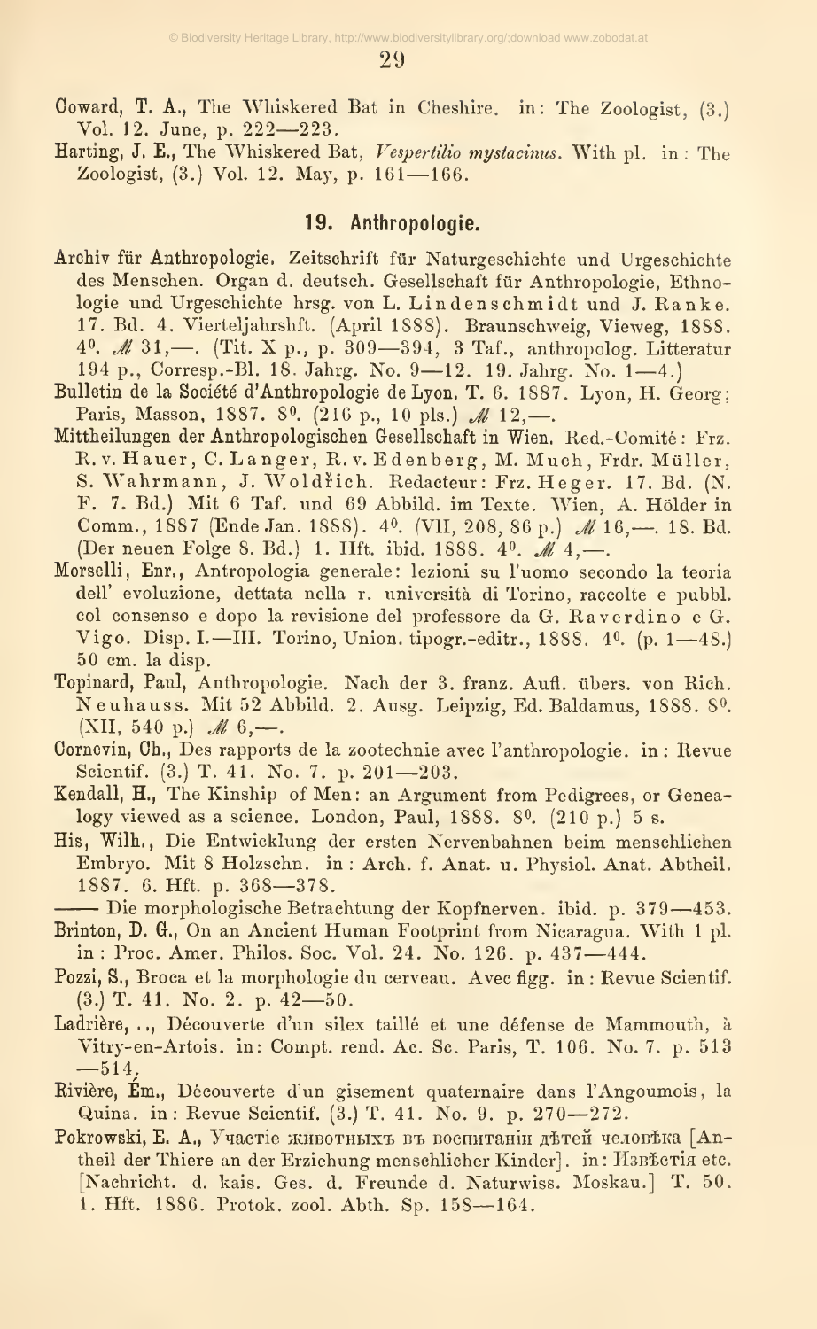Coward, T. A., The Whiskered Bat in Cheshire. in: The Zoologist, (3.) Vol. 12. June, p. 222—223.

Harting, J. E., The Whiskered Bat, *Vespertilio mystacinus*. With pl. in: The Zoologist, (3.) Vol. 12. May, p. 161—166.

## 19. Anthropologie.

Archiv für Anthropologie. Zeitschrift für Naturgeschichte und Urgeschichte des Menschen. Organ d. deutsch. Gesellschaft für Anthropologie, Ethnologie und Urgeschichte hrsg. von L. Lindenschmidt und J. Ranke. 17. Bd. 4. Vierteljahrshft. (April 1888). Braunschweig, Vieweg, 1888. 4⁰. ℳ 31,—. (Tit. X p., p. 309—394, 3 Taf., anthropolog. Litteratur 194 p., Corresp.-Bl. 18. Jahrg. No. 9—12. 19. Jahrg. No. 1—4.)

Bulletin de la Société d'Anthropologie de Lyon. T. 6. 1887. Lyon, H. Georg; Paris, Masson, 1887. 8⁰. (216 p., 10 pls.) ℳ 12,—.

Mittheilungen der Anthropologischen Gesellschaft in Wien. Red.-Comité: Frz. R. v. Hauer, C. Langer, R. v. Edenberg, M. Much, Frdr. Müller, S. Wahrmann, J. Woldřich. Redacteur: Frz. Heger. 17. Bd. (N. F. 7. Bd.) Mit 6 Taf. und 69 Abbild. im Texte. Wien, A. Hölder in Comm., 1887 (Ende Jan. 1888). 4⁰. (VII, 208, 86 p.) ℳ 16,—. 18. Bd. (Der neuen Folge 8. Bd.) 1. Hft. ibid. 1888. 4⁰. ℳ 4,—.

Morselli, Enr., Antropologia generale: lezioni su l'uomo secondo la teoria dell' evoluzione, dettata nella r. università di Torino, raccolte e pubbl. col consenso e dopo la revisione del professore da G. Raverdino e G. Vigo. Disp. I.—III. Torino, Union. tipogr.-editr., 1888. 4⁰. (p. 1—48.) 50 cm. la disp.

Topinard, Paul, Anthropologie. Nach der 3. franz. Aufl. übers. von Rich. Neuhauss. Mit 52 Abbild. 2. Ausg. Leipzig, Ed. Baldamus, 1888. 8⁰. (XII, 540 p.) ℳ 6,—.

Cornevin, Ch., Des rapports de la zootechnie avec l'anthropologie. in: Revue Scientif. (3.) T. 41. No. 7. p. 201—203.

Kendall, H., The Kinship of Men: an Argument from Pedigrees, or Genealogy viewed as a science. London, Paul, 1888. 8⁰. (210 p.) 5 s.

His, Wilh., Die Entwicklung der ersten Nervenbahnen beim menschlichen Embryo. Mit 8 Holzschn. in: Arch. f. Anat. u. Physiol. Anat. Abtheil. 1887. 6. Hft. p. 368—378.

—— Die morphologische Betrachtung der Kopfnerven. ibid. p. 379—453.

Brinton, D. G., On an Ancient Human Footprint from Nicaragua. With 1 pl. in: Proc. Amer. Philos. Soc. Vol. 24. No. 126. p. 437—444.

Pozzi, S., Broca et la morphologie du cerveau. Avec figg. in: Revue Scientif. (3.) T. 41. No. 2. p. 42—50.

Ladrière, .., Découverte d'un silex taillé et une défense de Mammouth, à Vitry-en-Artois. in: Compt. rend. Ac. Sc. Paris, T. 106. No. 7. p. 513—514.

Rivière, Ém., Découverte d'un gisement quaternaire dans l'Angoumois, la Quina. in: Revue Scientif. (3.) T. 41. No. 9. p. 270—272.

Pokrowski, E. A., Участіе животныхъ въ воспитаніи дѣтей человѣка [Antheil der Thiere an der Erziehung menschlicher Kinder]. in: Извѣстія etc. [Nachricht. d. kais. Ges. d. Freunde d. Naturwiss. Moskau.] T. 50. 1. Hft. 1886. Protok. zool. Abth. Sp. 158—164.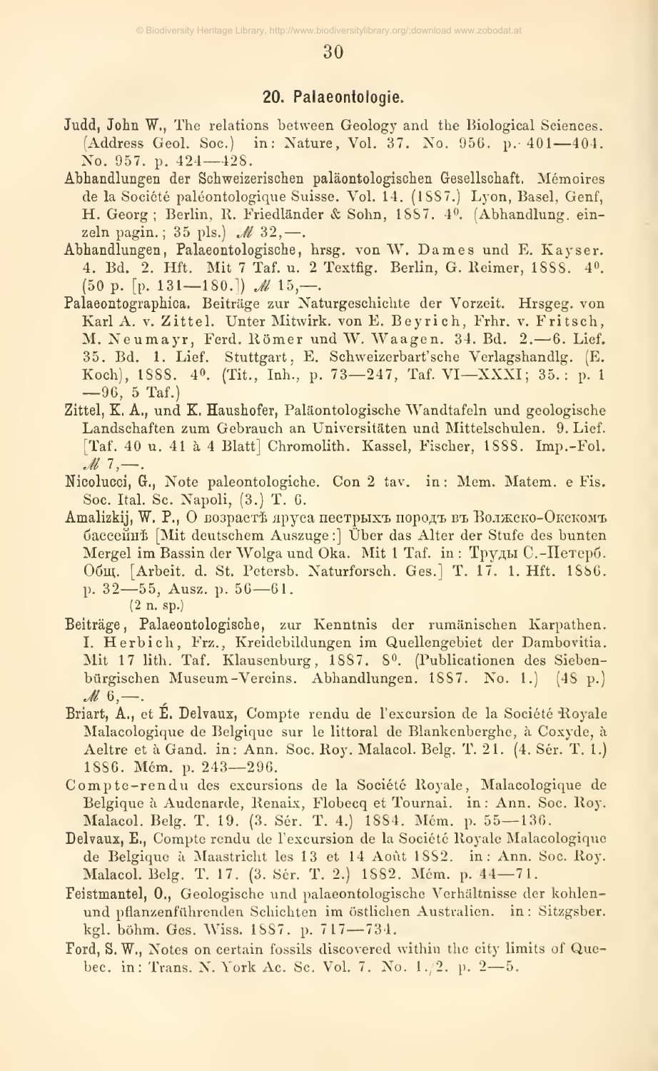## 20. Palaeontologie.

**Judd, John W.**, The relations between Geology and the Biological Sciences. (Address Geol. Soc.) in: Nature, Vol. 37. No. 956. p. 401—404. No. 957. p. 424—428.

**Abhandlungen der Schweizerischen paläontologischen Gesellschaft.** Mémoires de la Société paléontologique Suisse. Vol. 14. (1887.) Lyon, Basel, Genf, H. Georg; Berlin, R. Friedländer & Sohn, 1887. 4⁰. (Abhandlung. einzeln pagin.; 35 pls.) *M* 32,—.

**Abhandlungen, Palaeontologische**, hrsg. von W. Dames und E. Kayser. 4. Bd. 2. Hft. Mit 7 Taf. u. 2 Textfig. Berlin, G. Reimer, 1888. 4⁰. (50 p. [p. 131—180.]) *M* 15,—.

**Palaeontographica.** Beiträge zur Naturgeschichte der Vorzeit. Hrsgeg. von Karl A. v. Zittel. Unter Mitwirk. von E. Beyrich, Frhr. v. Fritsch, M. Neumayr, Ferd. Römer und W. Waagen. 34. Bd. 2.—6. Lief. 35. Bd. 1. Lief. Stuttgart, E. Schweizerbart'sche Verlagshandlg. (E. Koch), 1888. 4⁰. (Tit., Inh., p. 73—247, Taf. VI—XXXI; 35.: p. 1—96, 5 Taf.)

**Zittel, K. A., und K. Haushofer**, Paläontologische Wandtafeln und geologische Landschaften zum Gebrauch an Universitäten und Mittelschulen. 9. Lief. [Taf. 40 u. 41 à 4 Blatt] Chromolith. Kassel, Fischer, 1888. Imp.-Fol. *M* 7,—.

**Nicolucci, G.**, Note paleontologiche. Con 2 tav. in: Mem. Matem. e Fis. Soc. Ital. Sc. Napoli, (3.) T. 6.

**Amalizkij, W. P.**, О возрастѣ яруса пестрыхъ породъ въ Волжско-Окскомъ бассейнѣ [Mit deutschem Auszuge:] Über das Alter der Stufe des bunten Mergel im Bassin der Wolga und Oka. Mit 1 Taf. in: Труды С.-Петерб. Общ. [Arbeit. d. St. Petersb. Naturforsch. Ges.] T. 17. 1. Hft. 1886. p. 32—55, Ausz. p. 56—61.
(2 n. sp.)

**Beiträge, Palaeontologische**, zur Kenntnis der rumänischen Karpathen. I. Herbich, Frz., Kreidebildungen im Quellengebiet der Dambovitia. Mit 17 lith. Taf. Klausenburg, 1887. 8⁰. (Publicationen des Siebenbürgischen Museum-Vereins. Abhandlungen. 1887. No. 1.) (48 p.) *M* 6,—.

**Briart, A., et É. Delvaux**, Compte rendu de l'excursion de la Société Royale Malacologique de Belgique sur le littoral de Blankenberghe, à Coxyde, à Aeltre et à Gand. in: Ann. Soc. Roy. Malacol. Belg. T. 21. (4. Sér. T. 1.) 1886. Mém. p. 243—296.

**Compte-rendu** des excursions de la Société Royale, Malacologique de Belgique à Audenarde, Renaix, Flobecq et Tournai. in: Ann. Soc. Roy. Malacol. Belg. T. 19. (3. Sér. T. 4.) 1884. Mém. p. 55—136.

**Delvaux, E.**, Compte rendu de l'excursion de la Société Royale Malacologique de Belgique à Maastricht les 13 et 14 Août 1882. in: Ann. Soc. Roy. Malacol. Belg. T. 17. (3. Sér. T. 2.) 1882. Mém. p. 44—71.

**Feistmantel, O.**, Geologische und palaeontologische Verhältnisse der kohlen- und pflanzenführenden Schichten im östlichen Australien. in: Sitzgsber. kgl. böhm. Ges. Wiss. 1887. p. 717—734.

**Ford, S. W.**, Notes on certain fossils discovered within the city limits of Quebec. in: Trans. N. York Ac. Sc. Vol. 7. No. 1./2. p. 2—5.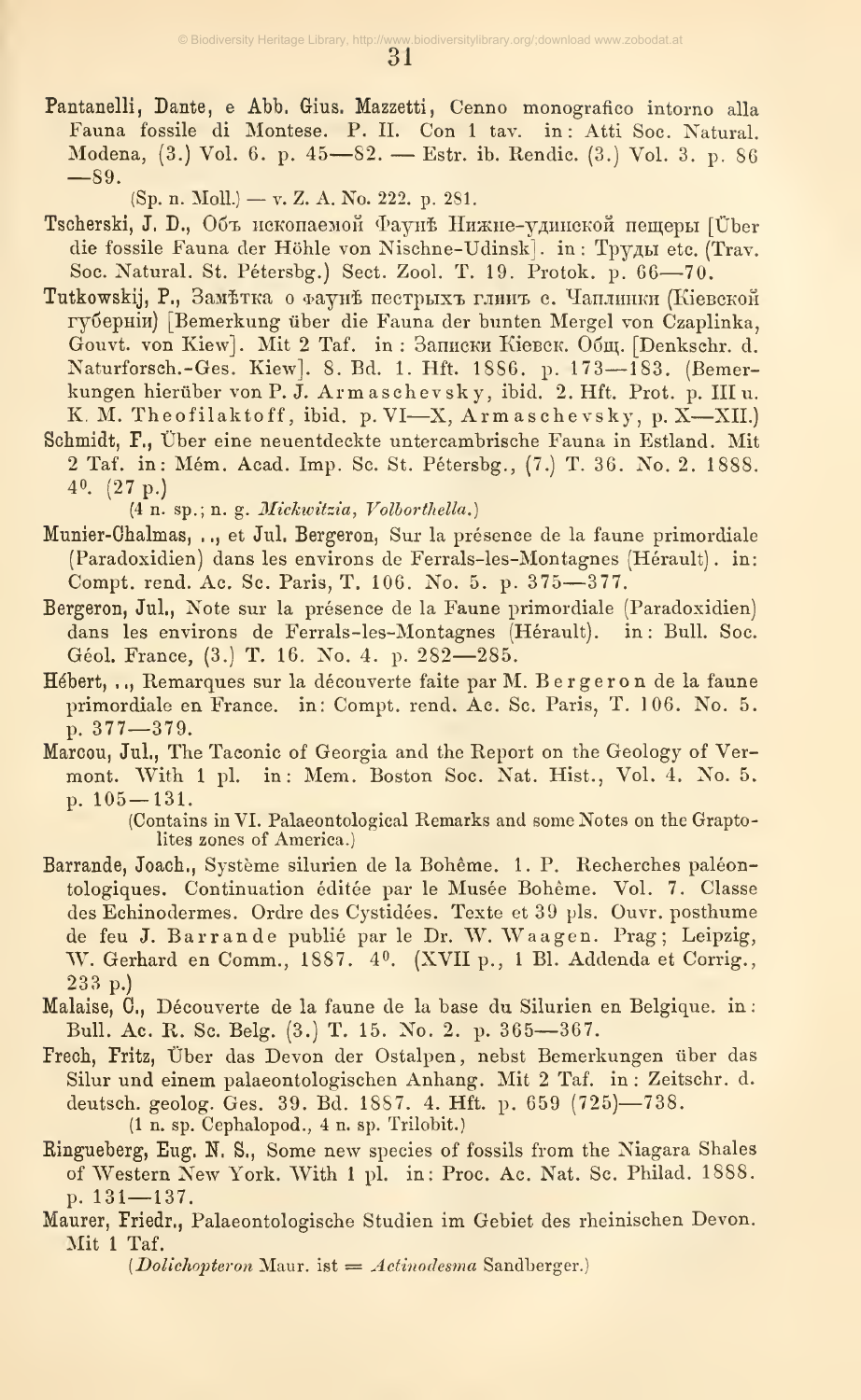Pantanelli, Dante, e Abb. Gius. Mazzetti, Cenno monografico intorno alla Fauna fossile di Montese. P. II. Con 1 tav. in: Atti Soc. Natural. Modena, (3.) Vol. 6. p. 45—82. — Estr. ib. Rendic. (3.) Vol. 3. p. 86—89.

(Sp. n. Moll.) — v. Z. A. No. 222. p. 281.

Tscherski, J. D., Объ ископаемой Фаунѣ Нижне-удинской пещеры [Über die fossile Fauna der Höhle von Nischne-Udinsk]. in: Труды etc. (Trav. Soc. Natural. St. Pétersbg.) Sect. Zool. T. 19. Protok. p. 66—70.

Tutkowskij, P., Замѣтка о фаунѣ пестрыхъ глинъ с. Чаплинки (Кіевской губерніи) [Bemerkung über die Fauna der bunten Mergel von Czaplinka, Gouvt. von Kiew]. Mit 2 Taf. in: Записки Кіевск. Общ. [Denkschr. d. Naturforsch.-Ges. Kiew]. 8. Bd. 1. Hft. 1886. p. 173—183. (Bemerkungen hierüber von P. J. Armaschevsky, ibid. 2. Hft. Prot. p. III u. K. M. Theofilaktoff, ibid. p. VI—X, Armaschevsky, p. X—XII.)

Schmidt, F., Über eine neuentdeckte untercambrische Fauna in Estland. Mit 2 Taf. in: Mém. Acad. Imp. Sc. St. Pétersbg., (7.) T. 36. No. 2. 1888. 4⁰. (27 p.)

(4 n. sp.; n. g. *Mickwitzia*, *Volborthella*.)

Munier-Chalmas, .., et Jul. Bergeron, Sur la présence de la faune primordiale (Paradoxidien) dans les environs de Ferrals-les-Montagnes (Hérault). in: Compt. rend. Ac. Sc. Paris, T. 106. No. 5. p. 375—377.

Bergeron, Jul., Note sur la présence de la Faune primordiale (Paradoxidien) dans les environs de Ferrals-les-Montagnes (Hérault). in: Bull. Soc. Géol. France, (3.) T. 16. No. 4. p. 282—285.

Hébert, .., Remarques sur la découverte faite par M. Bergeron de la faune primordiale en France. in: Compt. rend. Ac. Sc. Paris, T. 106. No. 5. p. 377—379.

Marcou, Jul., The Taconic of Georgia and the Report on the Geology of Vermont. With 1 pl. in: Mem. Boston Soc. Nat. Hist., Vol. 4. No. 5. p. 105—131.

(Contains in VI. Palaeontological Remarks and some Notes on the Graptolites zones of America.)

Barrande, Joach., Système silurien de la Bohême. 1. P. Recherches paléontologiques. Continuation éditée par le Musée Bohême. Vol. 7. Classe des Echinodermes. Ordre des Cystidées. Texte et 39 pls. Ouvr. posthume de feu J. Barrande publié par le Dr. W. Waagen. Prag; Leipzig, W. Gerhard en Comm., 1887. 4⁰. (XVII p., 1 Bl. Addenda et Corrig., 233 p.)

Malaise, C., Découverte de la faune de la base du Silurien en Belgique. in: Bull. Ac. R. Sc. Belg. (3.) T. 15. No. 2. p. 365—367.

Frech, Fritz, Über das Devon der Ostalpen, nebst Bemerkungen über das Silur und einem palaeontologischen Anhang. Mit 2 Taf. in: Zeitschr. d. deutsch. geolog. Ges. 39. Bd. 1887. 4. Hft. p. 659 (725)—738.

(1 n. sp. Cephalopod., 4 n. sp. Trilobit.)

Ringueberg, Eug. N. S., Some new species of fossils from the Niagara Shales of Western New York. With 1 pl. in: Proc. Ac. Nat. Sc. Philad. 1888. p. 131—137.

Maurer, Friedr., Palaeontologische Studien im Gebiet des rheinischen Devon. Mit 1 Taf.

(*Dolichopteron* Maur. ist = *Actinodesma* Sandberger.)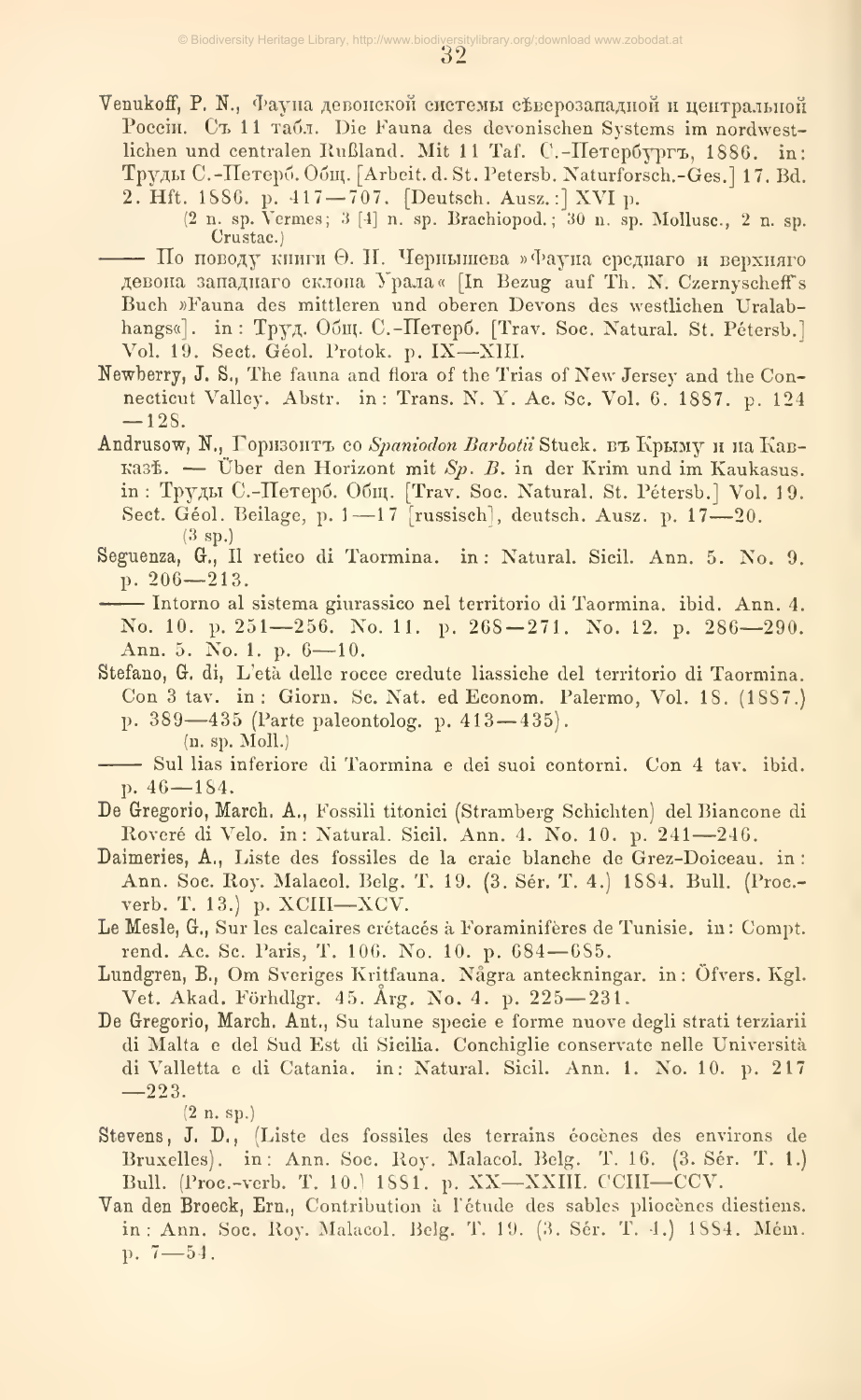Venukoff, P. N., Фауна девонской системы сѣверозападной и центральной Россіи. Съ 11 табл. Die Fauna des devonischen Systems im nordwestlichen und centralen Rußland. Mit 11 Taf. С.-Петербургъ, 1886. in: Труды С.-Петерб. Общ. [Arbeit. d. St. Petersb. Naturforsch.-Ges.] 17. Bd. 2. Hft. 1886. p. 417—707. [Deutsch. Ausz.:] XVI p.

(2 n. sp. Vermes; 3 [4] n. sp. Brachiopod.; 30 n. sp. Mollusc., 2 n. sp. Crustac.)

—— По поводу книги Ѳ. Н. Чернышева »Фауна средняго и верхняго девона западнаго склона Урала« [In Bezug auf Th. N. Czernyscheff's Buch »Fauna des mittleren und oberen Devons des westlichen Uralabhangs«]. in: Труд. Общ. С.-Петерб. [Trav. Soc. Natural. St. Pétersb.] Vol. 19. Sect. Géol. Protok. p. IX—XIII.

Newberry, J. S., The fauna and flora of the Trias of New Jersey and the Connecticut Valley. Abstr. in: Trans. N. Y. Ac. Sc. Vol. 6. 1887. p. 124—128.

Andrusow, N., Горизонтъ со *Spaniodon Barbotii* Stuck. въ Крыму и на Кавказѣ. — Über den Horizont mit *Sp. B.* in der Krim und im Kaukasus. in: Труды С.-Петерб. Общ. [Trav. Soc. Natural. St. Pétersb.] Vol. 19. Sect. Géol. Beilage, p. 1—17 [russisch], deutsch. Ausz. p. 17—20.

(3 sp.)

Seguenza, G., Il retico di Taormina. in: Natural. Sicil. Ann. 5. No. 9. p. 206—213.

—— Intorno al sistema giurassico nel territorio di Taormina. ibid. Ann. 4. No. 10. p. 251—256. No. 11. p. 268—271. No. 12. p. 286—290. Ann. 5. No. 1. p. 6—10.

Stefano, G. di, L'età delle rocce credute liassiche del territorio di Taormina. Con 3 tav. in: Giorn. Sc. Nat. ed Econom. Palermo, Vol. 18. (1887.) p. 389—435 (Parte paleontolog. p. 413—435).

(n. sp. Moll.)

—— Sul lias inferiore di Taormina e dei suoi contorni. Con 4 tav. ibid. p. 46—184.

De Gregorio, March. A., Fossili titonici (Stramberg Schichten) del Biancone di Roveré di Velo. in: Natural. Sicil. Ann. 4. No. 10. p. 241—246.

Daimeries, A., Liste des fossiles de la craie blanche de Grez-Doiceau. in: Ann. Soc. Roy. Malacol. Belg. T. 19. (3. Sér. T. 4.) 1884. Bull. (Proc.-verb. T. 13.) p. XCIII—XCV.

Le Mesle, G., Sur les calcaires crétacés à Foraminifères de Tunisie. in: Compt. rend. Ac. Sc. Paris, T. 106. No. 10. p. 684—685.

Lundgren, B., Om Sveriges Kritfauna. Några anteckningar. in: Öfvers. Kgl. Vet. Akad. Förhdlgr. 45. Årg. No. 4. p. 225—231.

De Gregorio, March. Ant., Su talune specie e forme nuove degli strati terziarii di Malta e del Sud Est di Sicilia. Conchiglie conservate nelle Università di Valletta e di Catania. in: Natural. Sicil. Ann. 1. No. 10. p. 217—223.

(2 n. sp.)

Stevens, J. D., (Liste des fossiles des terrains éocènes des environs de Bruxelles). in: Ann. Soc. Roy. Malacol. Belg. T. 16. (3. Sér. T. 1.) Bull. (Proc.-verb. T. 10.) 1881. p. XX—XXIII. CCIII—CCV.

Van den Broeck, Ern., Contribution à l'étude des sables pliocènes diestiens. in: Ann. Soc. Roy. Malacol. Belg. T. 19. (3. Sér. T. 4.) 1884. Mém. p. 7—54.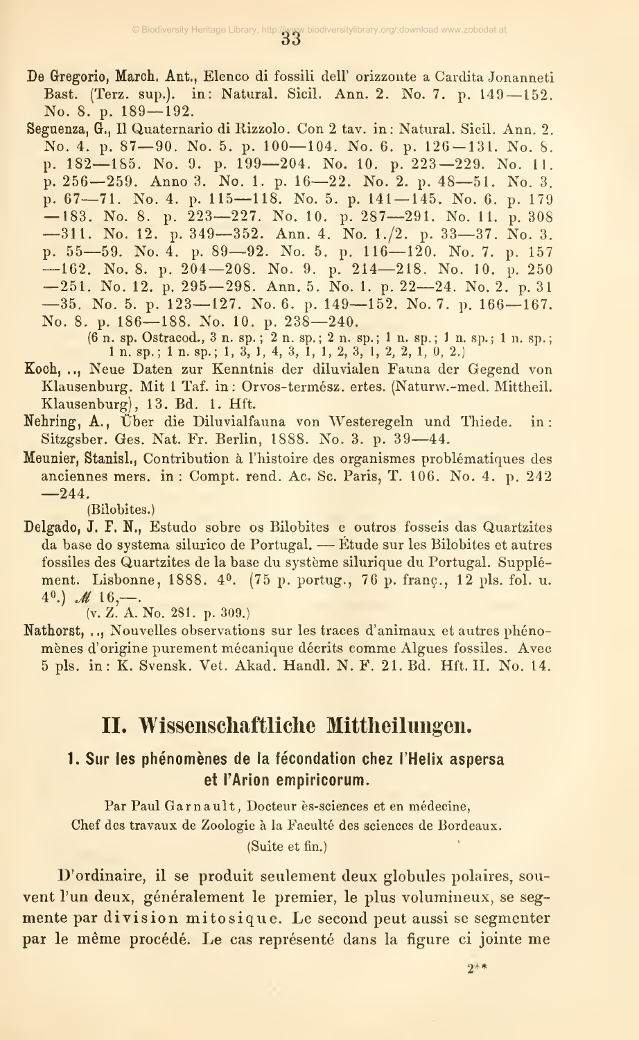De Gregorio, March. Ant., Elenco di fossili dell' orizzonte a Cardita Jonanneti Bast. (Terz. sup.). in: Natural. Sicil. Ann. 2. No. 7. p. 149—152. No. 8. p. 189—192.

Seguenza, G., Il Quaternario di Rizzolo. Con 2 tav. in: Natural. Sicil. Ann. 2. No. 4. p. 87—90. No. 5. p. 100—104. No. 6. p. 126—131. No. 8. p. 182—185. No. 9. p. 199—204. No. 10. p. 223—229. No. 11. p. 256—259. Anno 3. No. 1. p. 16—22. No. 2. p. 48—51. No. 3. p. 67—71. No. 4. p. 115—118. No. 5. p. 141—145. No. 6. p. 179—183. No. 8. p. 223—227. No. 10. p. 287—291. No. 11. p. 308—311. No. 12. p. 349—352. Ann. 4. No. 1./2. p. 33—37. No. 3. p. 55—59. No. 4. p. 89—92. No. 5. p. 116—120. No. 7. p. 157—162. No. 8. p. 204—208. No. 9. p. 214—218. No. 10. p. 250—251. No. 12. p. 295—298. Ann. 5. No. 1. p. 22—24. No. 2. p. 31—35. No. 5. p. 123—127. No. 6. p. 149—152. No. 7. p. 166—167. No. 8. p. 186—188. No. 10. p. 238—240.

(6 n. sp. Ostracod., 3 n. sp.; 2 n. sp.; 2 n. sp.; 1 n. sp.; 1 n. sp.; 1 n. sp.; 1 n. sp.; 1 n. sp.; 1 n. sp.; 1, 3, 1, 4, 3, 1, 1, 2, 3, 1, 2, 2, 1, 0, 2.)

Koch, .., Neue Daten zur Kenntnis der diluvialen Fauna der Gegend von Klausenburg. Mit 1 Taf. in: Orvos-termész. ertes. (Naturw.-med. Mittheil. Klausenburg), 13. Bd. 1. Hft.

Nehring, A., Über die Diluvialfauna von Westeregeln und Thiede. in: Sitzgsber. Ges. Nat. Fr. Berlin, 1888. No. 3. p. 39—44.

Meunier, Stanisl., Contribution à l'histoire des organismes problématiques des anciennes mers. in: Compt. rend. Ac. Sc. Paris, T. 106. No. 4. p. 242—244.

(Bilobites.)

Delgado, J. F. N., Estudo sobre os Bilobites e outros fosseis das Quartzites da base do systema silurico de Portugal. — Étude sur les Bilobites et autres fossiles des Quartzites de la base du système silurique du Portugal. Supplément. Lisbonne, 1888. 4⁰. (75 p. portug., 76 p. franç., 12 pls. fol. u. 4⁰.) ℳ 16,—.

(v. Z. A. No. 281. p. 309.)

Nathorst, .., Nouvelles observations sur les traces d'animaux et autres phénomènes d'origine purement mécanique décrits comme Algues fossiles. Avec 5 pls. in: K. Svensk. Vet. Akad. Handl. N. F. 21. Bd. Hft. II. No. 14.

## II. Wissenschaftliche Mittheilungen.

### 1. Sur les phénomènes de la fécondation chez l'Helix aspersa et l'Arion empiricorum.

Par Paul Garnault, Docteur ès-sciences et en médecine,
Chef des travaux de Zoologie à la Faculté des sciences de Bordeaux.
(Suite et fin.)

D'ordinaire, il se produit seulement deux globules polaires, souvent l'un deux, généralement le premier, le plus volumineux, se segmente par division mitosique. Le second peut aussi se segmenter par le même procédé. Le cas représenté dans la figure ci jointe me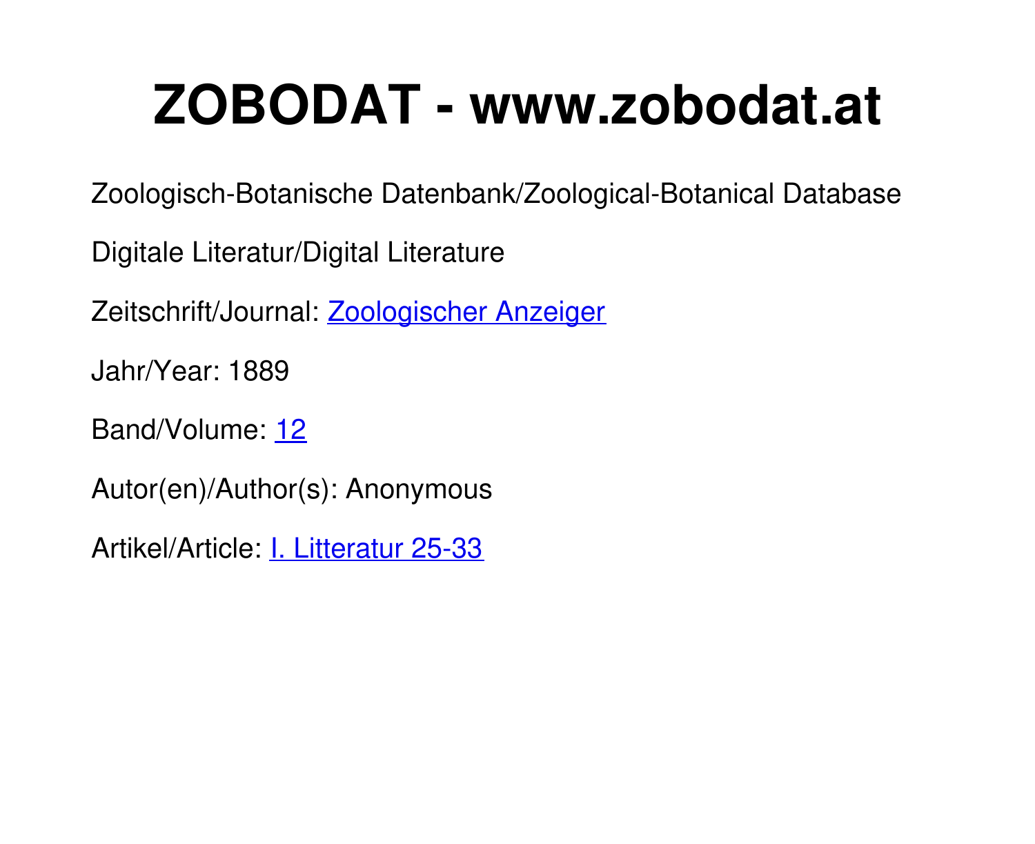# ZOBODAT - www.zobodat.at

Zoologisch-Botanische Datenbank/Zoological-Botanical Database

Digitale Literatur/Digital Literature

Zeitschrift/Journal: Zoologischer Anzeiger

Jahr/Year: 1889

Band/Volume: 12

Autor(en)/Author(s): Anonymous

Artikel/Article: I. Litteratur 25-33